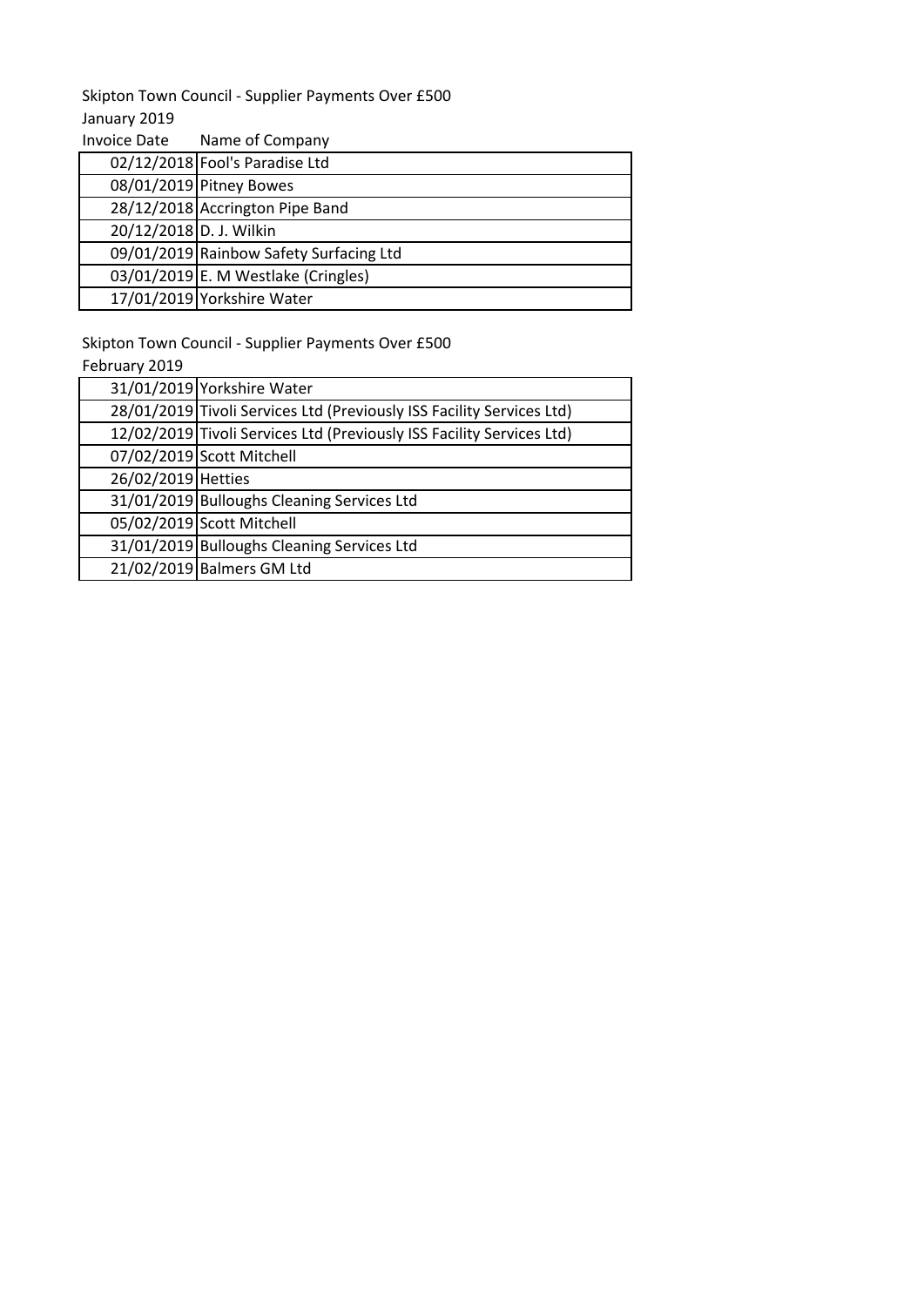Skipton Town Council - Supplier Payments Over £500

January 2019

| Invoice Date | Name of Company |
|---|---|
| 02/12/2018 | Fool's Paradise Ltd |
| 08/01/2019 | Pitney Bowes |
| 28/12/2018 | Accrington Pipe Band |
| 20/12/2018 | D. J. Wilkin |
| 09/01/2019 | Rainbow Safety Surfacing Ltd |
| 03/01/2019 | E. M Westlake (Cringles) |
| 17/01/2019 | Yorkshire Water |

Skipton Town Council - Supplier Payments Over £500

February 2019

| Invoice Date | Name of Company |
|---|---|
| 31/01/2019 | Yorkshire Water |
| 28/01/2019 | Tivoli Services Ltd (Previously ISS Facility Services Ltd) |
| 12/02/2019 | Tivoli Services Ltd (Previously ISS Facility Services Ltd) |
| 07/02/2019 | Scott Mitchell |
| 26/02/2019 | Hetties |
| 31/01/2019 | Bulloughs Cleaning Services Ltd |
| 05/02/2019 | Scott Mitchell |
| 31/01/2019 | Bulloughs Cleaning Services Ltd |
| 21/02/2019 | Balmers GM Ltd |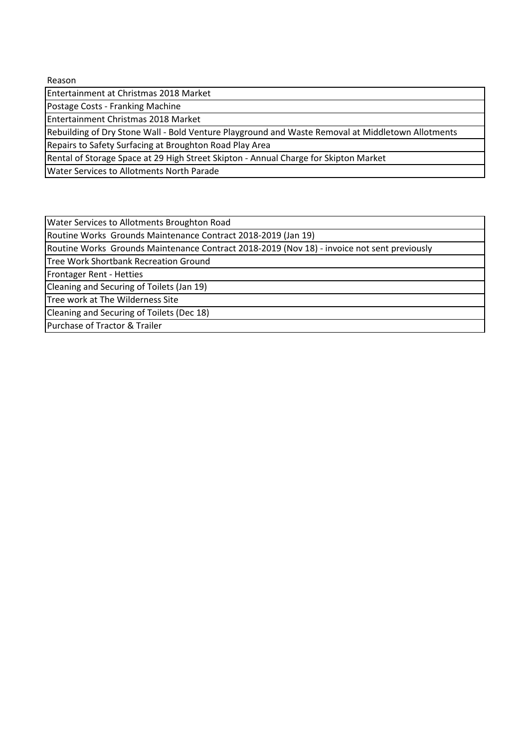| Reason |
|---|
| Entertainment at Christmas 2018 Market |
| Postage Costs - Franking Machine |
| Entertainment Christmas 2018 Market |
| Rebuilding of Dry Stone Wall - Bold Venture Playground and Waste Removal at Middletown Allotments |
| Repairs to Safety Surfacing at Broughton Road Play Area |
| Rental of Storage Space at 29 High Street Skipton - Annual Charge for Skipton Market |
| Water Services to Allotments North Parade |

| |
|---|
| Water Services to Allotments Broughton Road |
| Routine Works  Grounds Maintenance Contract 2018-2019 (Jan 19) |
| Routine Works  Grounds Maintenance Contract 2018-2019 (Nov 18) - invoice not sent previously |
| Tree Work Shortbank Recreation Ground |
| Frontager Rent - Hetties |
| Cleaning and Securing of Toilets (Jan 19) |
| Tree work at The Wilderness Site |
| Cleaning and Securing of Toilets (Dec 18) |
| Purchase of Tractor & Trailer |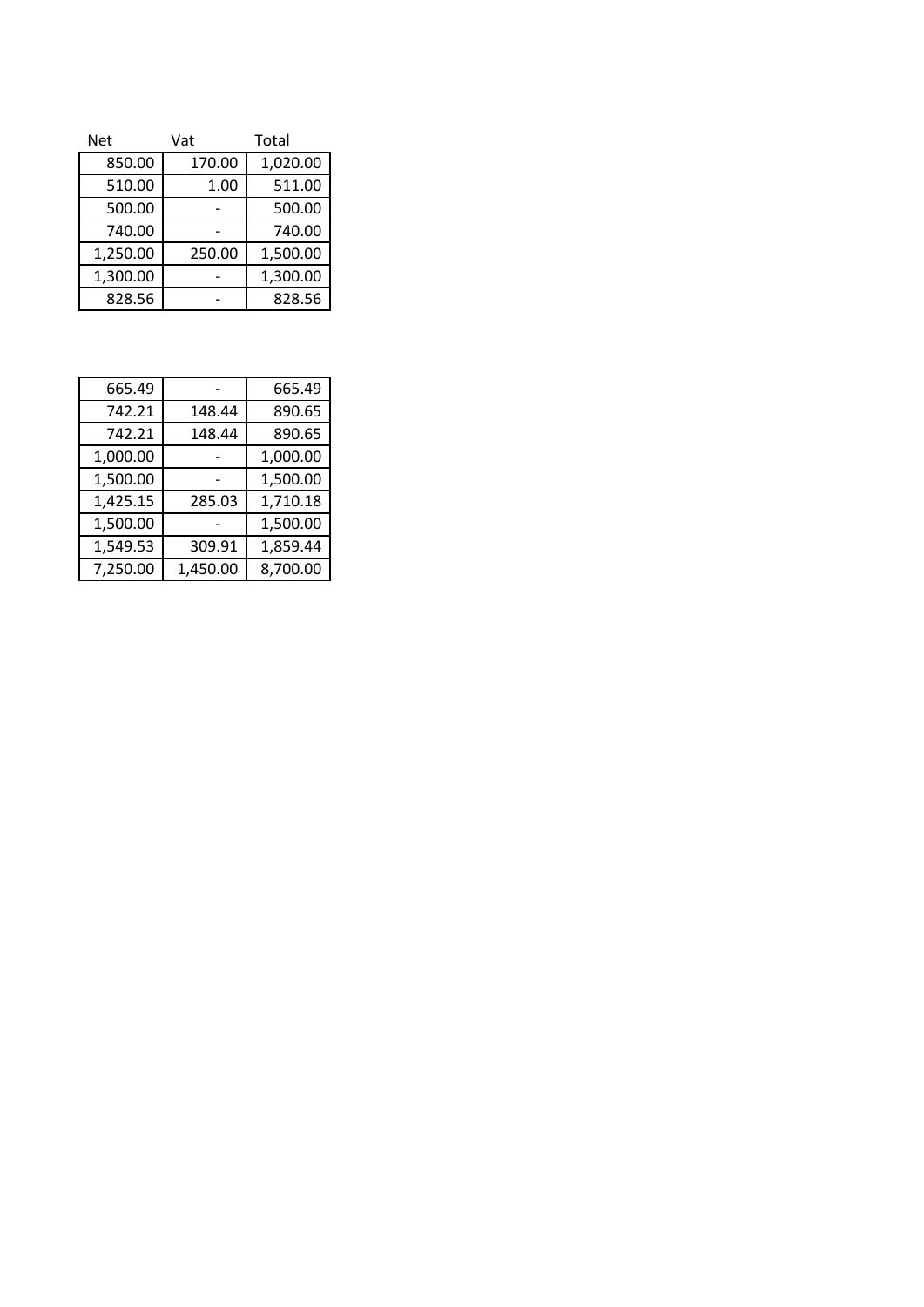| Net | Vat | Total |
|---|---|---|
| 850.00 | 170.00 | 1,020.00 |
| 510.00 | 1.00 | 511.00 |
| 500.00 | - | 500.00 |
| 740.00 | - | 740.00 |
| 1,250.00 | 250.00 | 1,500.00 |
| 1,300.00 | - | 1,300.00 |
| 828.56 | - | 828.56 |

| | | |
|---|---|---|
| 665.49 | - | 665.49 |
| 742.21 | 148.44 | 890.65 |
| 742.21 | 148.44 | 890.65 |
| 1,000.00 | - | 1,000.00 |
| 1,500.00 | - | 1,500.00 |
| 1,425.15 | 285.03 | 1,710.18 |
| 1,500.00 | - | 1,500.00 |
| 1,549.53 | 309.91 | 1,859.44 |
| 7,250.00 | 1,450.00 | 8,700.00 |